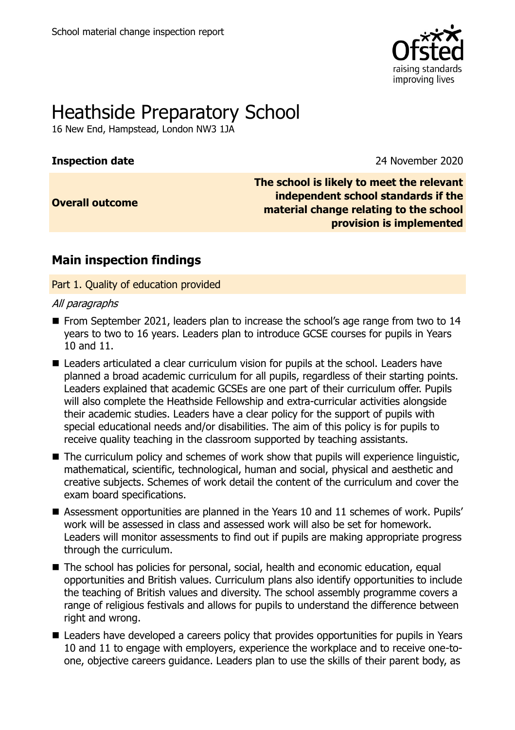School material change inspection report

# Heathside Preparatory School

16 New End, Hampstead, London NW3 1JA

| **Inspection date** | 24 November 2020 |
|---|---|
| **Overall outcome** | **The school is likely to meet the relevant independent school standards if the material change relating to the school provision is implemented** |

## Main inspection findings

### Part 1. Quality of education provided

*All paragraphs*

- From September 2021, leaders plan to increase the school's age range from two to 14 years to two to 16 years. Leaders plan to introduce GCSE courses for pupils in Years 10 and 11.
- Leaders articulated a clear curriculum vision for pupils at the school. Leaders have planned a broad academic curriculum for all pupils, regardless of their starting points. Leaders explained that academic GCSEs are one part of their curriculum offer. Pupils will also complete the Heathside Fellowship and extra-curricular activities alongside their academic studies. Leaders have a clear policy for the support of pupils with special educational needs and/or disabilities. The aim of this policy is for pupils to receive quality teaching in the classroom supported by teaching assistants.
- The curriculum policy and schemes of work show that pupils will experience linguistic, mathematical, scientific, technological, human and social, physical and aesthetic and creative subjects. Schemes of work detail the content of the curriculum and cover the exam board specifications.
- Assessment opportunities are planned in the Years 10 and 11 schemes of work. Pupils' work will be assessed in class and assessed work will also be set for homework. Leaders will monitor assessments to find out if pupils are making appropriate progress through the curriculum.
- The school has policies for personal, social, health and economic education, equal opportunities and British values. Curriculum plans also identify opportunities to include the teaching of British values and diversity. The school assembly programme covers a range of religious festivals and allows for pupils to understand the difference between right and wrong.
- Leaders have developed a careers policy that provides opportunities for pupils in Years 10 and 11 to engage with employers, experience the workplace and to receive one-to-one, objective careers guidance. Leaders plan to use the skills of their parent body, as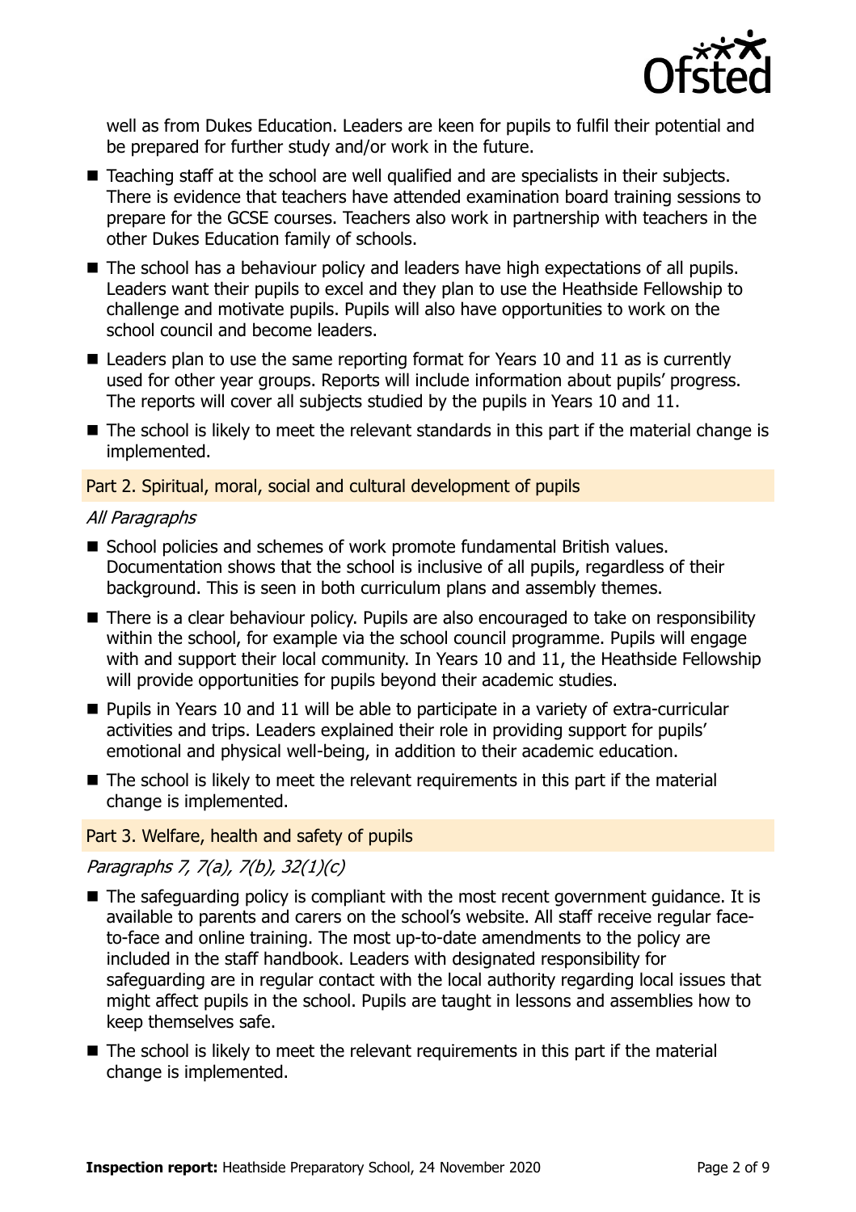well as from Dukes Education. Leaders are keen for pupils to fulfil their potential and be prepared for further study and/or work in the future.

- Teaching staff at the school are well qualified and are specialists in their subjects. There is evidence that teachers have attended examination board training sessions to prepare for the GCSE courses. Teachers also work in partnership with teachers in the other Dukes Education family of schools.
- The school has a behaviour policy and leaders have high expectations of all pupils. Leaders want their pupils to excel and they plan to use the Heathside Fellowship to challenge and motivate pupils. Pupils will also have opportunities to work on the school council and become leaders.
- Leaders plan to use the same reporting format for Years 10 and 11 as is currently used for other year groups. Reports will include information about pupils' progress. The reports will cover all subjects studied by the pupils in Years 10 and 11.
- The school is likely to meet the relevant standards in this part if the material change is implemented.

## Part 2. Spiritual, moral, social and cultural development of pupils

*All Paragraphs*

- School policies and schemes of work promote fundamental British values. Documentation shows that the school is inclusive of all pupils, regardless of their background. This is seen in both curriculum plans and assembly themes.
- There is a clear behaviour policy. Pupils are also encouraged to take on responsibility within the school, for example via the school council programme. Pupils will engage with and support their local community. In Years 10 and 11, the Heathside Fellowship will provide opportunities for pupils beyond their academic studies.
- Pupils in Years 10 and 11 will be able to participate in a variety of extra-curricular activities and trips. Leaders explained their role in providing support for pupils' emotional and physical well-being, in addition to their academic education.
- The school is likely to meet the relevant requirements in this part if the material change is implemented.

## Part 3. Welfare, health and safety of pupils

*Paragraphs 7, 7(a), 7(b), 32(1)(c)*

- The safeguarding policy is compliant with the most recent government guidance. It is available to parents and carers on the school's website. All staff receive regular face-to-face and online training. The most up-to-date amendments to the policy are included in the staff handbook. Leaders with designated responsibility for safeguarding are in regular contact with the local authority regarding local issues that might affect pupils in the school. Pupils are taught in lessons and assemblies how to keep themselves safe.
- The school is likely to meet the relevant requirements in this part if the material change is implemented.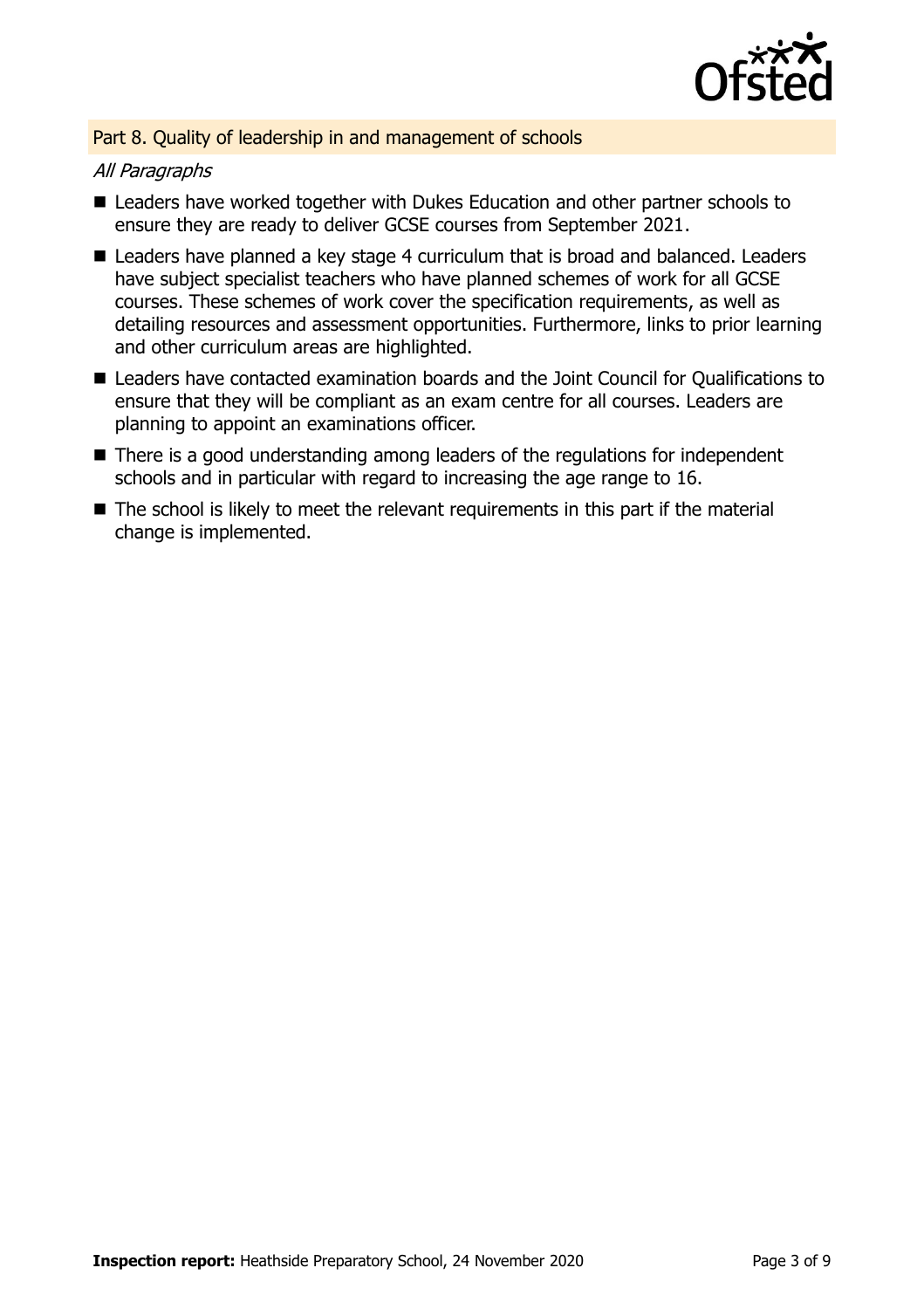## Part 8. Quality of leadership in and management of schools

*All Paragraphs*

- Leaders have worked together with Dukes Education and other partner schools to ensure they are ready to deliver GCSE courses from September 2021.
- Leaders have planned a key stage 4 curriculum that is broad and balanced. Leaders have subject specialist teachers who have planned schemes of work for all GCSE courses. These schemes of work cover the specification requirements, as well as detailing resources and assessment opportunities. Furthermore, links to prior learning and other curriculum areas are highlighted.
- Leaders have contacted examination boards and the Joint Council for Qualifications to ensure that they will be compliant as an exam centre for all courses. Leaders are planning to appoint an examinations officer.
- There is a good understanding among leaders of the regulations for independent schools and in particular with regard to increasing the age range to 16.
- The school is likely to meet the relevant requirements in this part if the material change is implemented.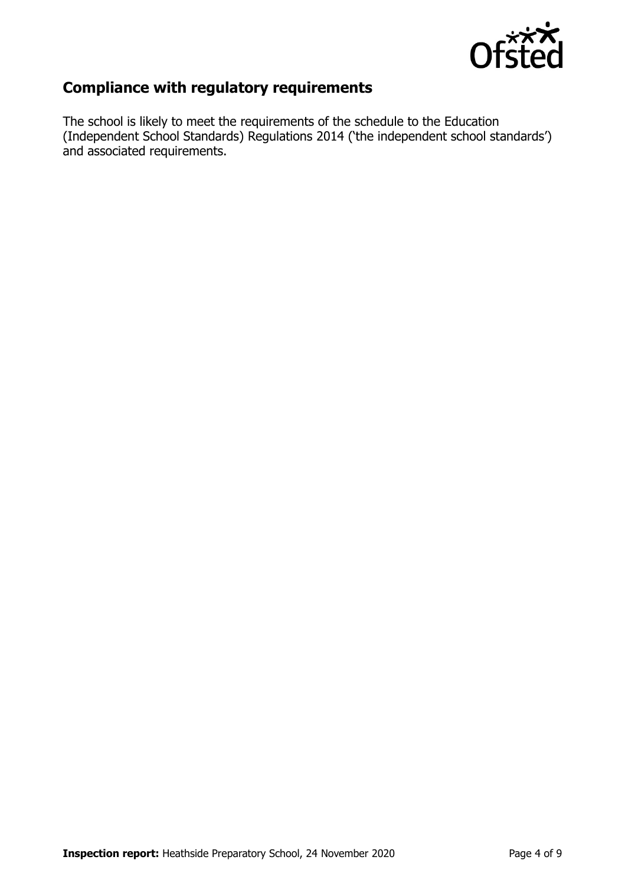## Compliance with regulatory requirements

The school is likely to meet the requirements of the schedule to the Education (Independent School Standards) Regulations 2014 ('the independent school standards') and associated requirements.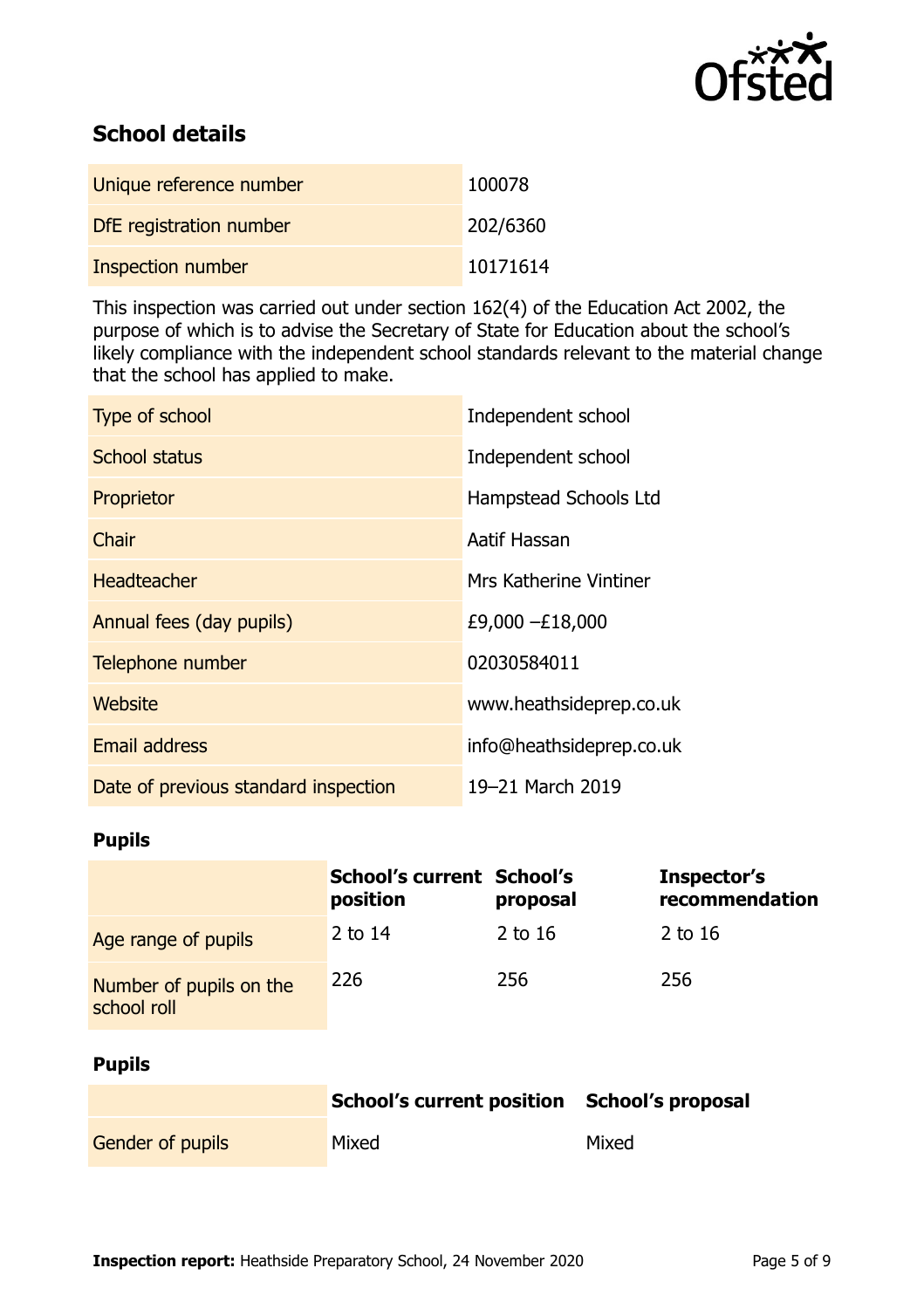## School details

| | |
|---|---|
| Unique reference number | 100078 |
| DfE registration number | 202/6360 |
| Inspection number | 10171614 |

This inspection was carried out under section 162(4) of the Education Act 2002, the purpose of which is to advise the Secretary of State for Education about the school's likely compliance with the independent school standards relevant to the material change that the school has applied to make.

| | |
|---|---|
| Type of school | Independent school |
| School status | Independent school |
| Proprietor | Hampstead Schools Ltd |
| Chair | Aatif Hassan |
| Headteacher | Mrs Katherine Vintiner |
| Annual fees (day pupils) | £9,000 –£18,000 |
| Telephone number | 02030584011 |
| Website | www.heathsideprep.co.uk |
| Email address | info@heathsideprep.co.uk |
| Date of previous standard inspection | 19–21 March 2019 |

### Pupils

| | School's current position | School's proposal | Inspector's recommendation |
|---|---|---|---|
| Age range of pupils | 2 to 14 | 2 to 16 | 2 to 16 |
| Number of pupils on the school roll | 226 | 256 | 256 |

### Pupils

| | School's current position | School's proposal |
|---|---|---|
| Gender of pupils | Mixed | Mixed |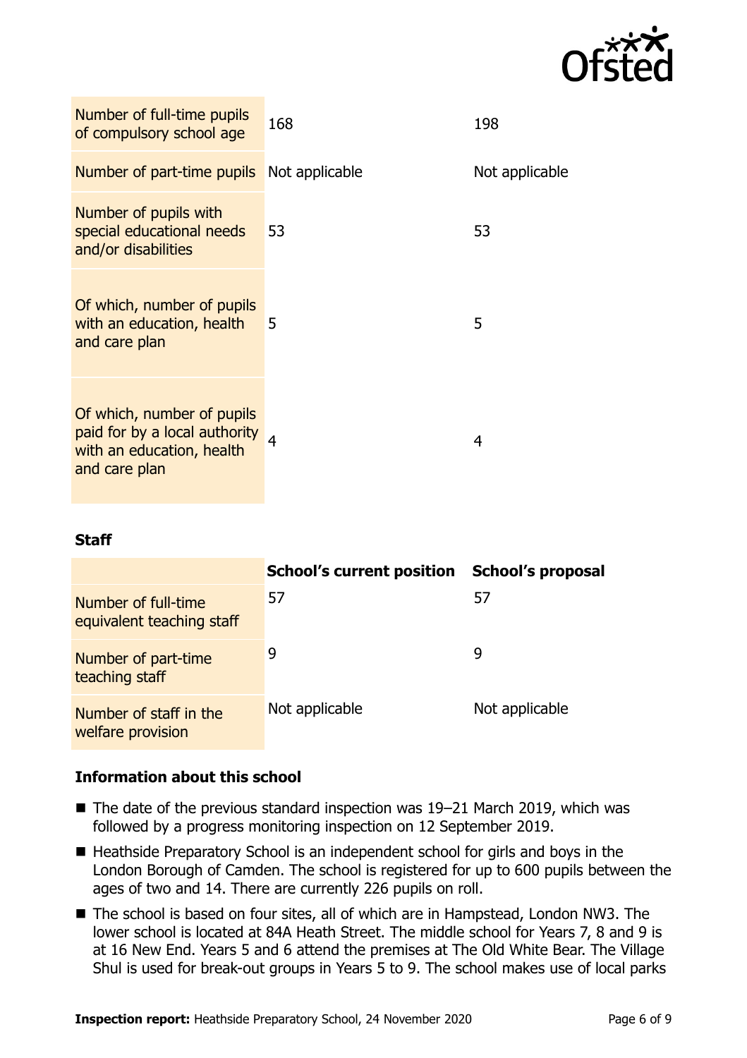| | | |
|---|---|---|
| Number of full-time pupils of compulsory school age | 168 | 198 |
| Number of part-time pupils | Not applicable | Not applicable |
| Number of pupils with special educational needs and/or disabilities | 53 | 53 |
| Of which, number of pupils with an education, health and care plan | 5 | 5 |
| Of which, number of pupils paid for by a local authority with an education, health and care plan | 4 | 4 |

### Staff

| | School's current position | School's proposal |
|---|---|---|
| Number of full-time equivalent teaching staff | 57 | 57 |
| Number of part-time teaching staff | 9 | 9 |
| Number of staff in the welfare provision | Not applicable | Not applicable |

### Information about this school

- The date of the previous standard inspection was 19–21 March 2019, which was followed by a progress monitoring inspection on 12 September 2019.
- Heathside Preparatory School is an independent school for girls and boys in the London Borough of Camden. The school is registered for up to 600 pupils between the ages of two and 14. There are currently 226 pupils on roll.
- The school is based on four sites, all of which are in Hampstead, London NW3. The lower school is located at 84A Heath Street. The middle school for Years 7, 8 and 9 is at 16 New End. Years 5 and 6 attend the premises at The Old White Bear. The Village Shul is used for break-out groups in Years 5 to 9. The school makes use of local parks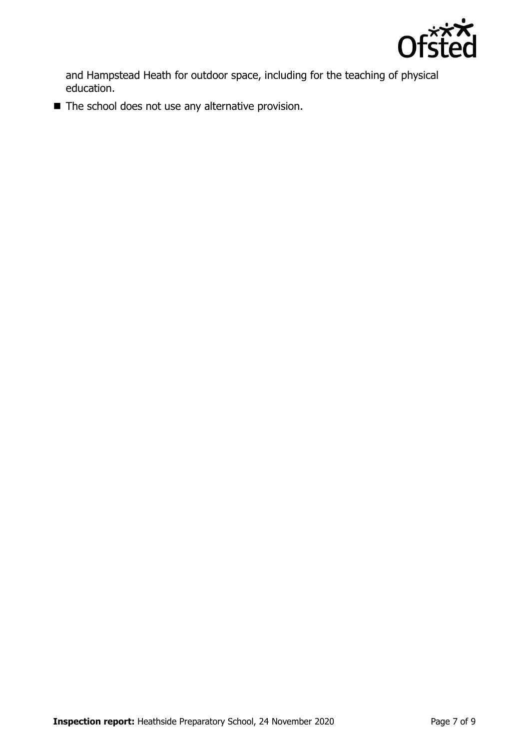and Hampstead Heath for outdoor space, including for the teaching of physical education.

- The school does not use any alternative provision.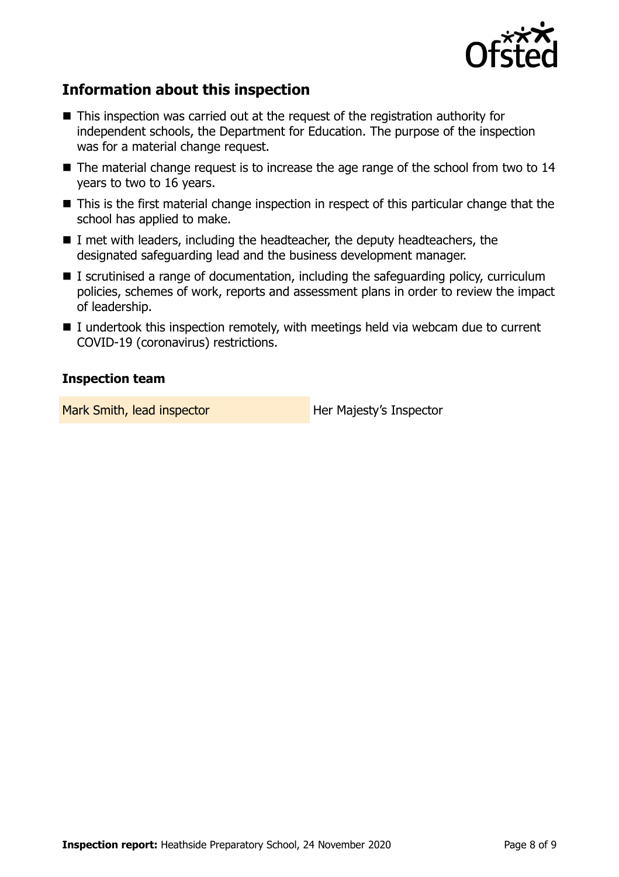## Information about this inspection

- This inspection was carried out at the request of the registration authority for independent schools, the Department for Education. The purpose of the inspection was for a material change request.
- The material change request is to increase the age range of the school from two to 14 years to two to 16 years.
- This is the first material change inspection in respect of this particular change that the school has applied to make.
- I met with leaders, including the headteacher, the deputy headteachers, the designated safeguarding lead and the business development manager.
- I scrutinised a range of documentation, including the safeguarding policy, curriculum policies, schemes of work, reports and assessment plans in order to review the impact of leadership.
- I undertook this inspection remotely, with meetings held via webcam due to current COVID-19 (coronavirus) restrictions.

### Inspection team

| | |
|---|---|
| Mark Smith, lead inspector | Her Majesty's Inspector |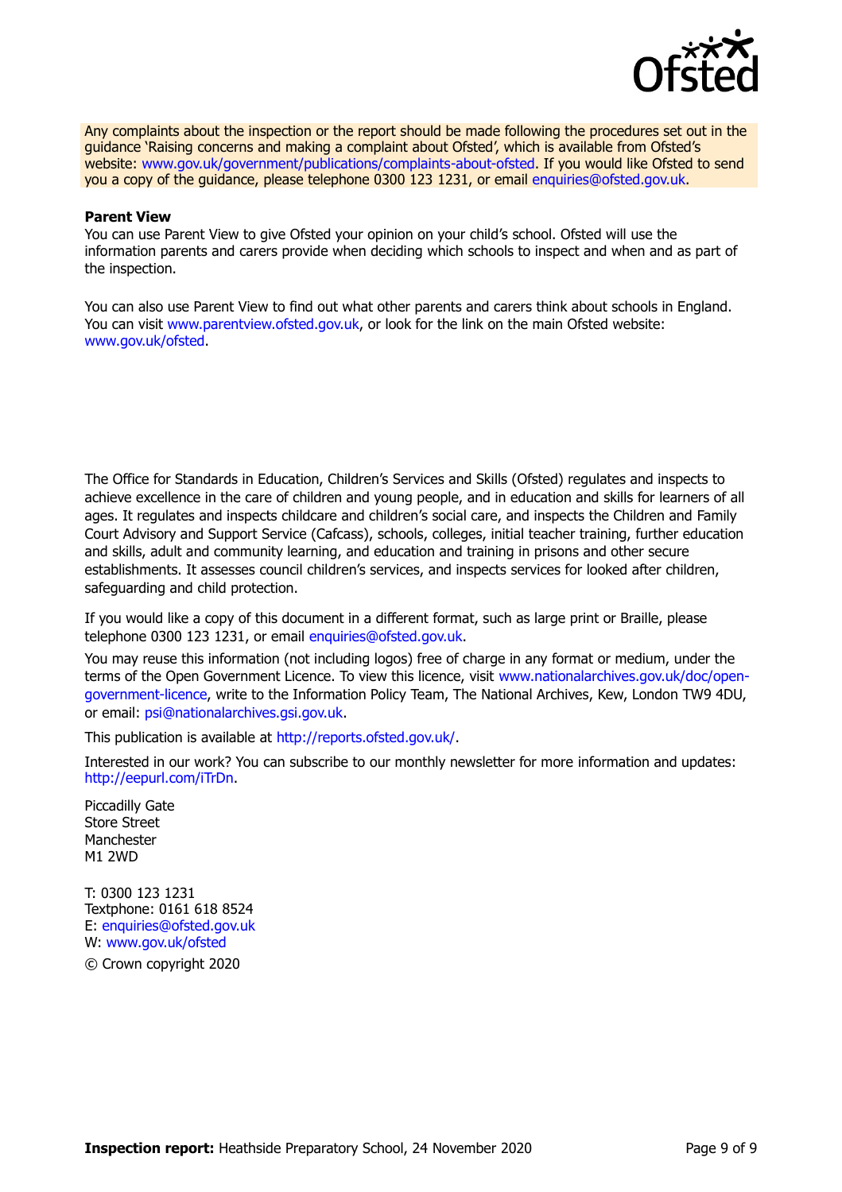Any complaints about the inspection or the report should be made following the procedures set out in the guidance 'Raising concerns and making a complaint about Ofsted', which is available from Ofsted's website: www.gov.uk/government/publications/complaints-about-ofsted. If you would like Ofsted to send you a copy of the guidance, please telephone 0300 123 1231, or email enquiries@ofsted.gov.uk.

**Parent View**

You can use Parent View to give Ofsted your opinion on your child's school. Ofsted will use the information parents and carers provide when deciding which schools to inspect and when and as part of the inspection.

You can also use Parent View to find out what other parents and carers think about schools in England. You can visit www.parentview.ofsted.gov.uk, or look for the link on the main Ofsted website: www.gov.uk/ofsted.

The Office for Standards in Education, Children's Services and Skills (Ofsted) regulates and inspects to achieve excellence in the care of children and young people, and in education and skills for learners of all ages. It regulates and inspects childcare and children's social care, and inspects the Children and Family Court Advisory and Support Service (Cafcass), schools, colleges, initial teacher training, further education and skills, adult and community learning, and education and training in prisons and other secure establishments. It assesses council children's services, and inspects services for looked after children, safeguarding and child protection.

If you would like a copy of this document in a different format, such as large print or Braille, please telephone 0300 123 1231, or email enquiries@ofsted.gov.uk.

You may reuse this information (not including logos) free of charge in any format or medium, under the terms of the Open Government Licence. To view this licence, visit www.nationalarchives.gov.uk/doc/open-government-licence, write to the Information Policy Team, The National Archives, Kew, London TW9 4DU, or email: psi@nationalarchives.gsi.gov.uk.

This publication is available at http://reports.ofsted.gov.uk/.

Interested in our work? You can subscribe to our monthly newsletter for more information and updates: http://eepurl.com/iTrDn.

Piccadilly Gate
Store Street
Manchester
M1 2WD

T: 0300 123 1231
Textphone: 0161 618 8524
E: enquiries@ofsted.gov.uk
W: www.gov.uk/ofsted

© Crown copyright 2020